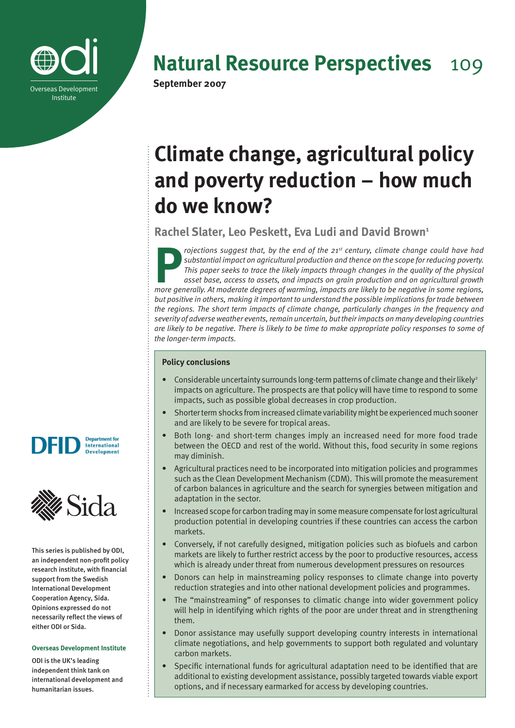Overseas Development Institute

# Natural Resource Perspectives 109

**September 2007**

# Climate change, agricultural policy and poverty reduction – how much do we know?

**Rachel Slater, Leo Peskett, Eva Ludi and David Brown[1]**

*Projections suggest that, by the end of the 21st century, climate change could have had substantial impact on agricultural production and thence on the scope for reducing poverty. This paper seeks to trace the likely impacts through changes in the quality of the physical asset base, access to assets, and impacts on grain production and on agricultural growth more generally. At moderate degrees of warming, impacts are likely to be negative in some regions, but positive in others, making it important to understand the possible implications for trade between the regions. The short term impacts of climate change, particularly changes in the frequency and severity of adverse weather events, remain uncertain, but their impacts on many developing countries are likely to be negative. There is likely to be time to make appropriate policy responses to some of the longer-term impacts.*

### Policy conclusions

- Considerable uncertainty surrounds long-term patterns of climate change and their likely[2] impacts on agriculture. The prospects are that policy will have time to respond to some impacts, such as possible global decreases in crop production.
- Shorter term shocks from increased climate variability might be experienced much sooner and are likely to be severe for tropical areas.
- Both long- and short-term changes imply an increased need for more food trade between the OECD and rest of the world. Without this, food security in some regions may diminish.
- Agricultural practices need to be incorporated into mitigation policies and programmes such as the Clean Development Mechanism (CDM). This will promote the measurement of carbon balances in agriculture and the search for synergies between mitigation and adaptation in the sector.
- Increased scope for carbon trading may in some measure compensate for lost agricultural production potential in developing countries if these countries can access the carbon markets.
- Conversely, if not carefully designed, mitigation policies such as biofuels and carbon markets are likely to further restrict access by the poor to productive resources, access which is already under threat from numerous development pressures on resources
- Donors can help in mainstreaming policy responses to climate change into poverty reduction strategies and into other national development policies and programmes.
- The "mainstreaming" of responses to climatic change into wider government policy will help in identifying which rights of the poor are under threat and in strengthening them.
- Donor assistance may usefully support developing country interests in international climate negotiations, and help governments to support both regulated and voluntary carbon markets.
- Specific international funds for agricultural adaptation need to be identified that are additional to existing development assistance, possibly targeted towards viable export options, and if necessary earmarked for access by developing countries.

DFID Department for International Development

Sida

This series is published by ODI, an independent non-profit policy research institute, with financial support from the Swedish International Development Cooperation Agency, Sida. Opinions expressed do not necessarily reflect the views of either ODI or Sida.

**Overseas Development Institute**

ODI is the UK's leading independent think tank on international development and humanitarian issues.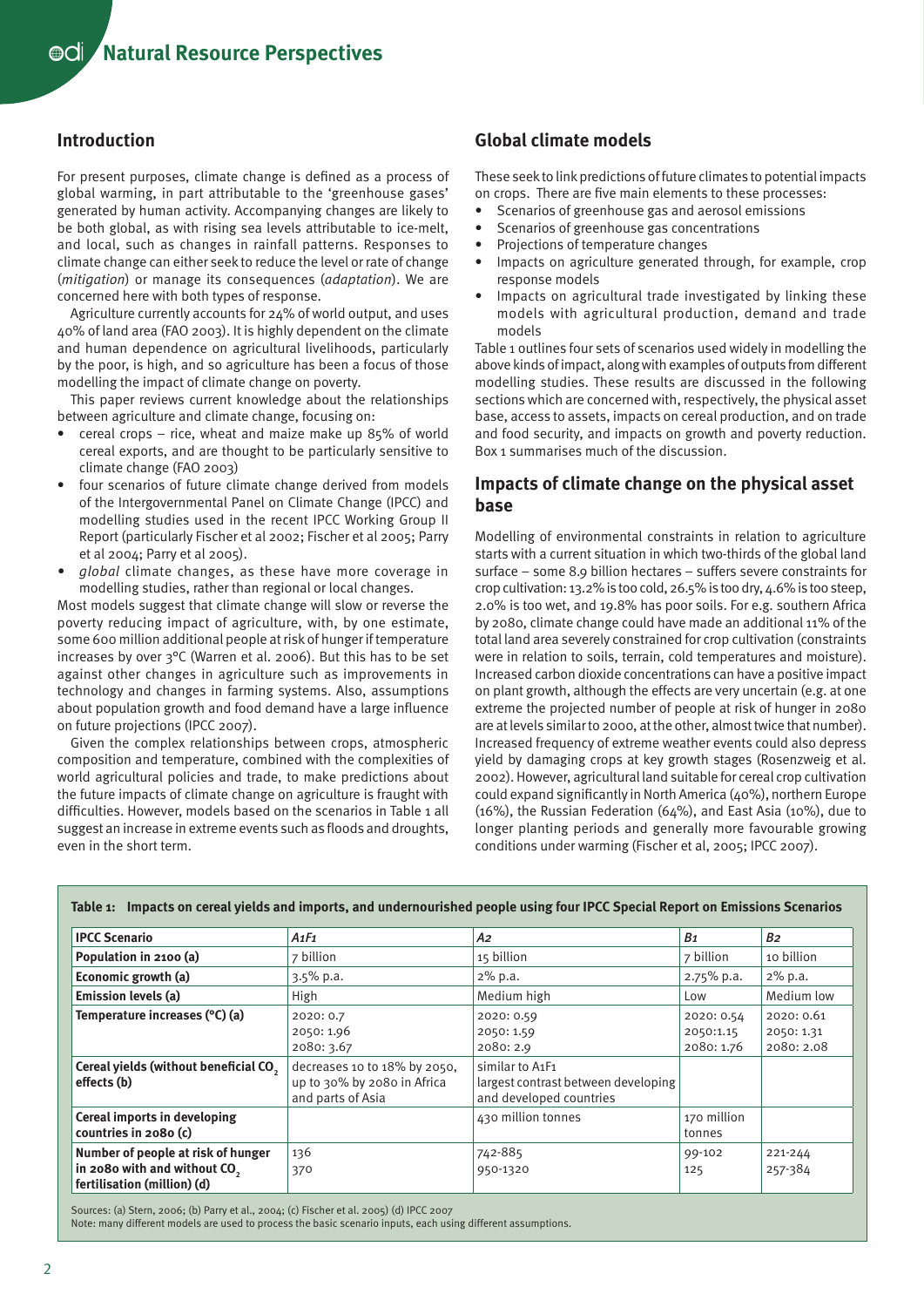## Introduction

For present purposes, climate change is defined as a process of global warming, in part attributable to the 'greenhouse gases' generated by human activity. Accompanying changes are likely to be both global, as with rising sea levels attributable to ice-melt, and local, such as changes in rainfall patterns. Responses to climate change can either seek to reduce the level or rate of change (*mitigation*) or manage its consequences (*adaptation*). We are concerned here with both types of response.

Agriculture currently accounts for 24% of world output, and uses 40% of land area (FAO 2003). It is highly dependent on the climate and human dependence on agricultural livelihoods, particularly by the poor, is high, and so agriculture has been a focus of those modelling the impact of climate change on poverty.

This paper reviews current knowledge about the relationships between agriculture and climate change, focusing on:

- cereal crops – rice, wheat and maize make up 85% of world cereal exports, and are thought to be particularly sensitive to climate change (FAO 2003)
- four scenarios of future climate change derived from models of the Intergovernmental Panel on Climate Change (IPCC) and modelling studies used in the recent IPCC Working Group II Report (particularly Fischer et al 2002; Fischer et al 2005; Parry et al 2004; Parry et al 2005).
- *global* climate changes, as these have more coverage in modelling studies, rather than regional or local changes.

Most models suggest that climate change will slow or reverse the poverty reducing impact of agriculture, with, by one estimate, some 600 million additional people at risk of hunger if temperature increases by over 3°C (Warren et al. 2006). But this has to be set against other changes in agriculture such as improvements in technology and changes in farming systems. Also, assumptions about population growth and food demand have a large influence on future projections (IPCC 2007).

Given the complex relationships between crops, atmospheric composition and temperature, combined with the complexities of world agricultural policies and trade, to make predictions about the future impacts of climate change on agriculture is fraught with difficulties. However, models based on the scenarios in Table 1 all suggest an increase in extreme events such as floods and droughts, even in the short term.

## Global climate models

These seek to link predictions of future climates to potential impacts on crops. There are five main elements to these processes:

- Scenarios of greenhouse gas and aerosol emissions
- Scenarios of greenhouse gas concentrations
- Projections of temperature changes
- Impacts on agriculture generated through, for example, crop response models
- Impacts on agricultural trade investigated by linking these models with agricultural production, demand and trade models

Table 1 outlines four sets of scenarios used widely in modelling the above kinds of impact, along with examples of outputs from different modelling studies. These results are discussed in the following sections which are concerned with, respectively, the physical asset base, access to assets, impacts on cereal production, and on trade and food security, and impacts on growth and poverty reduction. Box 1 summarises much of the discussion.

## Impacts of climate change on the physical asset base

Modelling of environmental constraints in relation to agriculture starts with a current situation in which two-thirds of the global land surface – some 8.9 billion hectares – suffers severe constraints for crop cultivation: 13.2% is too cold, 26.5% is too dry, 4.6% is too steep, 2.0% is too wet, and 19.8% has poor soils. For e.g. southern Africa by 2080, climate change could have made an additional 11% of the total land area severely constrained for crop cultivation (constraints were in relation to soils, terrain, cold temperatures and moisture). Increased carbon dioxide concentrations can have a positive impact on plant growth, although the effects are very uncertain (e.g. at one extreme the projected number of people at risk of hunger in 2080 are at levels similar to 2000, at the other, almost twice that number). Increased frequency of extreme weather events could also depress yield by damaging crops at key growth stages (Rosenzweig et al. 2002). However, agricultural land suitable for cereal crop cultivation could expand significantly in North America (40%), northern Europe (16%), the Russian Federation (64%), and East Asia (10%), due to longer planting periods and generally more favourable growing conditions under warming (Fischer et al, 2005; IPCC 2007).

**Table 1: Impacts on cereal yields and imports, and undernourished people using four IPCC Special Report on Emissions Scenarios**

| IPCC Scenario | *A1F1* | *A2* | *B1* | *B2* |
|---|---|---|---|---|
| **Population in 2100 (a)** | 7 billion | 15 billion | 7 billion | 10 billion |
| **Economic growth (a)** | 3.5% p.a. | 2% p.a. | 2.75% p.a. | 2% p.a. |
| **Emission levels (a)** | High | Medium high | Low | Medium low |
| **Temperature increases (°C) (a)** | 2020: 0.7<br>2050: 1.96<br>2080: 3.67 | 2020: 0.59<br>2050: 1.59<br>2080: 2.9 | 2020: 0.54<br>2050:1.15<br>2080: 1.76 | 2020: 0.61<br>2050: 1.31<br>2080: 2.08 |
| **Cereal yields (without beneficial $CO_2$ effects (b)** | decreases 10 to 18% by 2050, up to 30% by 2080 in Africa and parts of Asia | similar to A1F1<br>largest contrast between developing and developed countries | | |
| **Cereal imports in developing countries in 2080 (c)** | | 430 million tonnes | 170 million tonnes | |
| **Number of people at risk of hunger in 2080 with and without $CO_2$ fertilisation (million) (d)** | 136<br>370 | 742-885<br>950-1320 | 99-102<br>125 | 221-244<br>257-384 |

Sources: (a) Stern, 2006; (b) Parry et al., 2004; (c) Fischer et al. 2005) (d) IPCC 2007
Note: many different models are used to process the basic scenario inputs, each using different assumptions.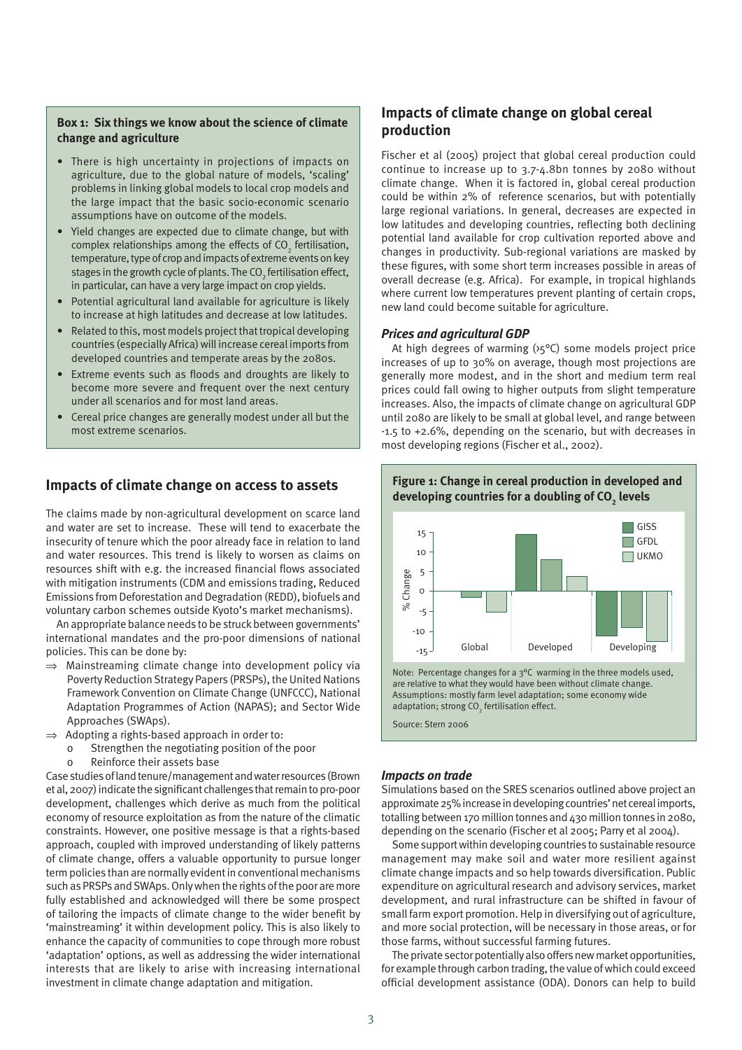**Box 1: Six things we know about the science of climate change and agriculture**

- There is high uncertainty in projections of impacts on agriculture, due to the global nature of models, 'scaling' problems in linking global models to local crop models and the large impact that the basic socio-economic scenario assumptions have on outcome of the models.
- Yield changes are expected due to climate change, but with complex relationships among the effects of $CO_2$ fertilisation, temperature, type of crop and impacts of extreme events on key stages in the growth cycle of plants. The $CO_2$ fertilisation effect, in particular, can have a very large impact on crop yields.
- Potential agricultural land available for agriculture is likely to increase at high latitudes and decrease at low latitudes.
- Related to this, most models project that tropical developing countries (especially Africa) will increase cereal imports from developed countries and temperate areas by the 2080s.
- Extreme events such as floods and droughts are likely to become more severe and frequent over the next century under all scenarios and for most land areas.
- Cereal price changes are generally modest under all but the most extreme scenarios.

## Impacts of climate change on access to assets

The claims made by non-agricultural development on scarce land and water are set to increase. These will tend to exacerbate the insecurity of tenure which the poor already face in relation to land and water resources. This trend is likely to worsen as claims on resources shift with e.g. the increased financial flows associated with mitigation instruments (CDM and emissions trading, Reduced Emissions from Deforestation and Degradation (REDD), biofuels and voluntary carbon schemes outside Kyoto's market mechanisms).

An appropriate balance needs to be struck between governments' international mandates and the pro-poor dimensions of national policies. This can be done by:

⇒ Mainstreaming climate change into development policy via Poverty Reduction Strategy Papers (PRSPs), the United Nations Framework Convention on Climate Change (UNFCCC), National Adaptation Programmes of Action (NAPAS); and Sector Wide Approaches (SWAps).

⇒ Adopting a rights-based approach in order to:
  - o Strengthen the negotiating position of the poor
  - o Reinforce their assets base

Case studies of land tenure/management and water resources (Brown et al, 2007) indicate the significant challenges that remain to pro-poor development, challenges which derive as much from the political economy of resource exploitation as from the nature of the climatic constraints. However, one positive message is that a rights-based approach, coupled with improved understanding of likely patterns of climate change, offers a valuable opportunity to pursue longer term policies than are normally evident in conventional mechanisms such as PRSPs and SWAps. Only when the rights of the poor are more fully established and acknowledged will there be some prospect of tailoring the impacts of climate change to the wider benefit by 'mainstreaming' it within development policy. This is also likely to enhance the capacity of communities to cope through more robust 'adaptation' options, as well as addressing the wider international interests that are likely to arise with increasing international investment in climate change adaptation and mitigation.

## Impacts of climate change on global cereal production

Fischer et al (2005) project that global cereal production could continue to increase up to 3.7-4.8bn tonnes by 2080 without climate change. When it is factored in, global cereal production could be within 2% of reference scenarios, but with potentially large regional variations. In general, decreases are expected in low latitudes and developing countries, reflecting both declining potential land available for crop cultivation reported above and changes in productivity. Sub-regional variations are masked by these figures, with some short term increases possible in areas of overall decrease (e.g. Africa). For example, in tropical highlands where current low temperatures prevent planting of certain crops, new land could become suitable for agriculture.

### *Prices and agricultural GDP*

At high degrees of warming (>5°C) some models project price increases of up to 30% on average, though most projections are generally more modest, and in the short and medium term real prices could fall owing to higher outputs from slight temperature increases. Also, the impacts of climate change on agricultural GDP until 2080 are likely to be small at global level, and range between -1.5 to +2.6%, depending on the scenario, but with decreases in most developing regions (Fischer et al., 2002).

**Figure 1: Change in cereal production in developed and developing countries for a doubling of $CO_2$ levels**

Note: Percentage changes for a 3°C warming in the three models used, are relative to what they would have been without climate change. Assumptions: mostly farm level adaptation; some economy wide adaptation; strong $CO_2$ fertilisation effect.

Source: Stern 2006

### *Impacts on trade*

Simulations based on the SRES scenarios outlined above project an approximate 25% increase in developing countries' net cereal imports, totalling between 170 million tonnes and 430 million tonnes in 2080, depending on the scenario (Fischer et al 2005; Parry et al 2004).

Some support within developing countries to sustainable resource management may make soil and water more resilient against climate change impacts and so help towards diversification. Public expenditure on agricultural research and advisory services, market development, and rural infrastructure can be shifted in favour of small farm export promotion. Help in diversifying out of agriculture, and more social protection, will be necessary in those areas, or for those farms, without successful farming futures.

The private sector potentially also offers new market opportunities, for example through carbon trading, the value of which could exceed official development assistance (ODA). Donors can help to build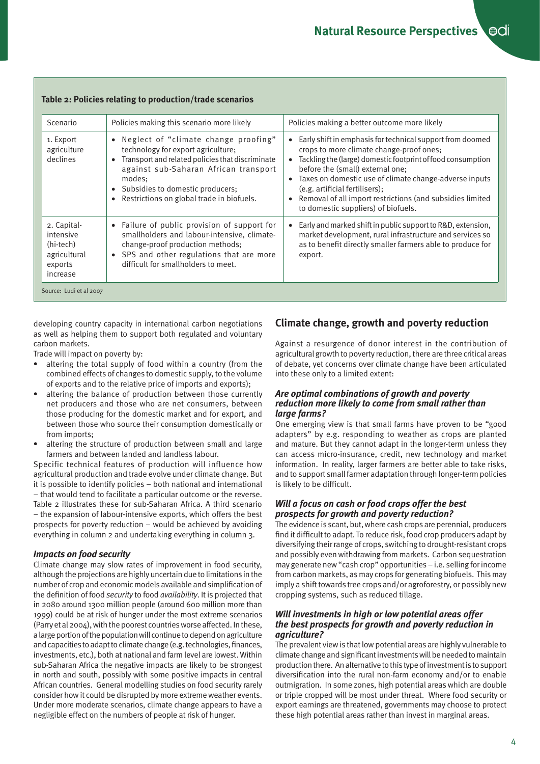**Table 2: Policies relating to production/trade scenarios**

| Scenario | Policies making this scenario more likely | Policies making a better outcome more likely |
|---|---|---|
| 1. Export agriculture declines | • Neglect of "climate change proofing" technology for export agriculture; • Transport and related policies that discriminate against sub-Saharan African transport modes; • Subsidies to domestic producers; • Restrictions on global trade in biofuels. | • Early shift in emphasis for technical support from doomed crops to more climate change-proof ones; • Tackling the (large) domestic footprint of food consumption before the (small) external one; • Taxes on domestic use of climate change-adverse inputs (e.g. artificial fertilisers); • Removal of all import restrictions (and subsidies limited to domestic suppliers) of biofuels. |
| 2. Capital-intensive (hi-tech) agricultural exports increase | • Failure of public provision of support for smallholders and labour-intensive, climate-change-proof production methods; • SPS and other regulations that are more difficult for smallholders to meet. | • Early and marked shift in public support to R&D, extension, market development, rural infrastructure and services so as to benefit directly smaller farmers able to produce for export. |

Source: Ludi et al 2007

developing country capacity in international carbon negotiations as well as helping them to support both regulated and voluntary carbon markets.

Trade will impact on poverty by:

- altering the total supply of food within a country (from the combined effects of changes to domestic supply, to the volume of exports and to the relative price of imports and exports);
- altering the balance of production between those currently net producers and those who are net consumers, between those producing for the domestic market and for export, and between those who source their consumption domestically or from imports;
- altering the structure of production between small and large farmers and between landed and landless labour.

Specific technical features of production will influence how agricultural production and trade evolve under climate change. But it is possible to identify policies – both national and international – that would tend to facilitate a particular outcome or the reverse. Table 2 illustrates these for sub-Saharan Africa. A third scenario – the expansion of labour-intensive exports, which offers the best prospects for poverty reduction – would be achieved by avoiding everything in column 2 and undertaking everything in column 3.

### *Impacts on food security*

Climate change may slow rates of improvement in food security, although the projections are highly uncertain due to limitations in the number of crop and economic models available and simplification of the definition of food *security* to food *availability*. It is projected that in 2080 around 1300 million people (around 600 million more than 1999) could be at risk of hunger under the most extreme scenarios (Parry et al 2004), with the poorest countries worse affected. In these, a large portion of the population will continue to depend on agriculture and capacities to adapt to climate change (e.g. technologies, finances, investments, etc.), both at national and farm level are lowest. Within sub-Saharan Africa the negative impacts are likely to be strongest in north and south, possibly with some positive impacts in central African countries. General modelling studies on food security rarely consider how it could be disrupted by more extreme weather events. Under more moderate scenarios, climate change appears to have a negligible effect on the numbers of people at risk of hunger.

## Climate change, growth and poverty reduction

Against a resurgence of donor interest in the contribution of agricultural growth to poverty reduction, there are three critical areas of debate, yet concerns over climate change have been articulated into these only to a limited extent:

### *Are optimal combinations of growth and poverty reduction more likely to come from small rather than large farms?*

One emerging view is that small farms have proven to be "good adapters" by e.g. responding to weather as crops are planted and mature. But they cannot adapt in the longer-term unless they can access micro-insurance, credit, new technology and market information. In reality, larger farmers are better able to take risks, and to support small farmer adaptation through longer-term policies is likely to be difficult.

### *Will a focus on cash or food crops offer the best prospects for growth and poverty reduction?*

The evidence is scant, but, where cash crops are perennial, producers find it difficult to adapt. To reduce risk, food crop producers adapt by diversifying their range of crops, switching to drought-resistant crops and possibly even withdrawing from markets. Carbon sequestration may generate new "cash crop" opportunities – i.e. selling for income from carbon markets, as may crops for generating biofuels. This may imply a shift towards tree crops and/or agroforestry, or possibly new cropping systems, such as reduced tillage.

### *Will investments in high or low potential areas offer the best prospects for growth and poverty reduction in agriculture?*

The prevalent view is that low potential areas are highly vulnerable to climate change and significant investments will be needed to maintain production there. An alternative to this type of investment is to support diversification into the rural non-farm economy and/or to enable outmigration. In some zones, high potential areas which are double or triple cropped will be most under threat. Where food security or export earnings are threatened, governments may choose to protect these high potential areas rather than invest in marginal areas.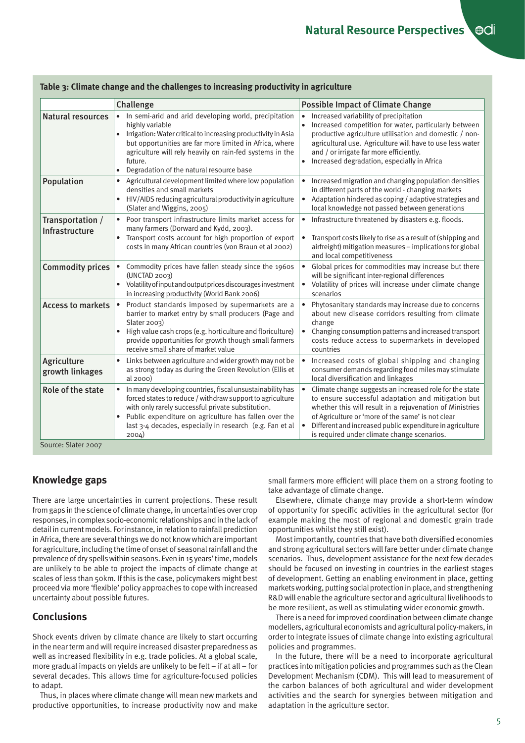**Table 3: Climate change and the challenges to increasing productivity in agriculture**

| | Challenge | Possible Impact of Climate Change |
|---|---|---|
| **Natural resources** | • In semi-arid and arid developing world, precipitation highly variable<br>• Irrigation: Water critical to increasing productivity in Asia but opportunities are far more limited in Africa, where agriculture will rely heavily on rain-fed systems in the future.<br>• Degradation of the natural resource base | • Increased variability of precipitation<br>• Increased competition for water, particularly between productive agriculture utilisation and domestic / non-agricultural use. Agriculture will have to use less water and / or irrigate far more efficiently.<br>• Increased degradation, especially in Africa |
| **Population** | • Agricultural development limited where low population densities and small markets<br>• HIV/AIDS reducing agricultural productivity in agriculture (Slater and Wiggins, 2005) | • Increased migration and changing population densities in different parts of the world - changing markets<br>• Adaptation hindered as coping / adaptive strategies and local knowledge not passed between generations |
| **Transportation / Infrastructure** | • Poor transport infrastructure limits market access for many farmers (Dorward and Kydd, 2003).<br>• Transport costs account for high proportion of export costs in many African countries (von Braun et al 2002) | • Infrastructure threatened by disasters e.g. floods.<br>• Transport costs likely to rise as a result of (shipping and airfreight) mitigation measures – implications for global and local competitiveness |
| **Commodity prices** | • Commodity prices have fallen steady since the 1960s (UNCTAD 2003)<br>• Volatility of input and output prices discourages investment in increasing productivity (World Bank 2006) | • Global prices for commodities may increase but there will be significant inter-regional differences<br>• Volatility of prices will increase under climate change scenarios |
| **Access to markets** | • Product standards imposed by supermarkets are a barrier to market entry by small producers (Page and Slater 2003)<br>• High value cash crops (e.g. horticulture and floriculture) provide opportunities for growth though small farmers receive small share of market value | • Phytosanitary standards may increase due to concerns about new disease corridors resulting from climate change<br>• Changing consumption patterns and increased transport costs reduce access to supermarkets in developed countries |
| **Agriculture growth linkages** | • Links between agriculture and wider growth may not be as strong today as during the Green Revolution (Ellis et al 2000) | • Increased costs of global shipping and changing consumer demands regarding food miles may stimulate local diversification and linkages |
| **Role of the state** | • In many developing countries, fiscal unsustainability has forced states to reduce / withdraw support to agriculture with only rarely successful private substitution.<br>• Public expenditure on agriculture has fallen over the last 3-4 decades, especially in research (e.g. Fan et al 2004) | • Climate change suggests an increased role for the state to ensure successful adaptation and mitigation but whether this will result in a rejuvenation of Ministries of Agriculture or 'more of the same' is not clear<br>• Different and increased public expenditure in agriculture is required under climate change scenarios. |

Source: Slater 2007

## Knowledge gaps

There are large uncertainties in current projections. These result from gaps in the science of climate change, in uncertainties over crop responses, in complex socio-economic relationships and in the lack of detail in current models. For instance, in relation to rainfall prediction in Africa, there are several things we do not know which are important for agriculture, including the time of onset of seasonal rainfall and the prevalence of dry spells within seasons. Even in 15 years' time, models are unlikely to be able to project the impacts of climate change at scales of less than 50km. If this is the case, policymakers might best proceed via more 'flexible' policy approaches to cope with increased uncertainty about possible futures.

## Conclusions

Shock events driven by climate chance are likely to start occurring in the near term and will require increased disaster preparedness as well as increased flexibility in e.g. trade policies. At a global scale, more gradual impacts on yields are unlikely to be felt – if at all – for several decades. This allows time for agriculture-focused policies to adapt.

Thus, in places where climate change will mean new markets and productive opportunities, to increase productivity now and make small farmers more efficient will place them on a strong footing to take advantage of climate change.

Elsewhere, climate change may provide a short-term window of opportunity for specific activities in the agricultural sector (for example making the most of regional and domestic grain trade opportunities whilst they still exist).

Most importantly, countries that have both diversified economies and strong agricultural sectors will fare better under climate change scenarios. Thus, development assistance for the next few decades should be focused on investing in countries in the earliest stages of development. Getting an enabling environment in place, getting markets working, putting social protection in place, and strengthening R&D will enable the agriculture sector and agricultural livelihoods to be more resilient, as well as stimulating wider economic growth.

There is a need for improved coordination between climate change modellers, agricultural economists and agricultural policy-makers, in order to integrate issues of climate change into existing agricultural policies and programmes.

In the future, there will be a need to incorporate agricultural practices into mitigation policies and programmes such as the Clean Development Mechanism (CDM). This will lead to measurement of the carbon balances of both agricultural and wider development activities and the search for synergies between mitigation and adaptation in the agriculture sector.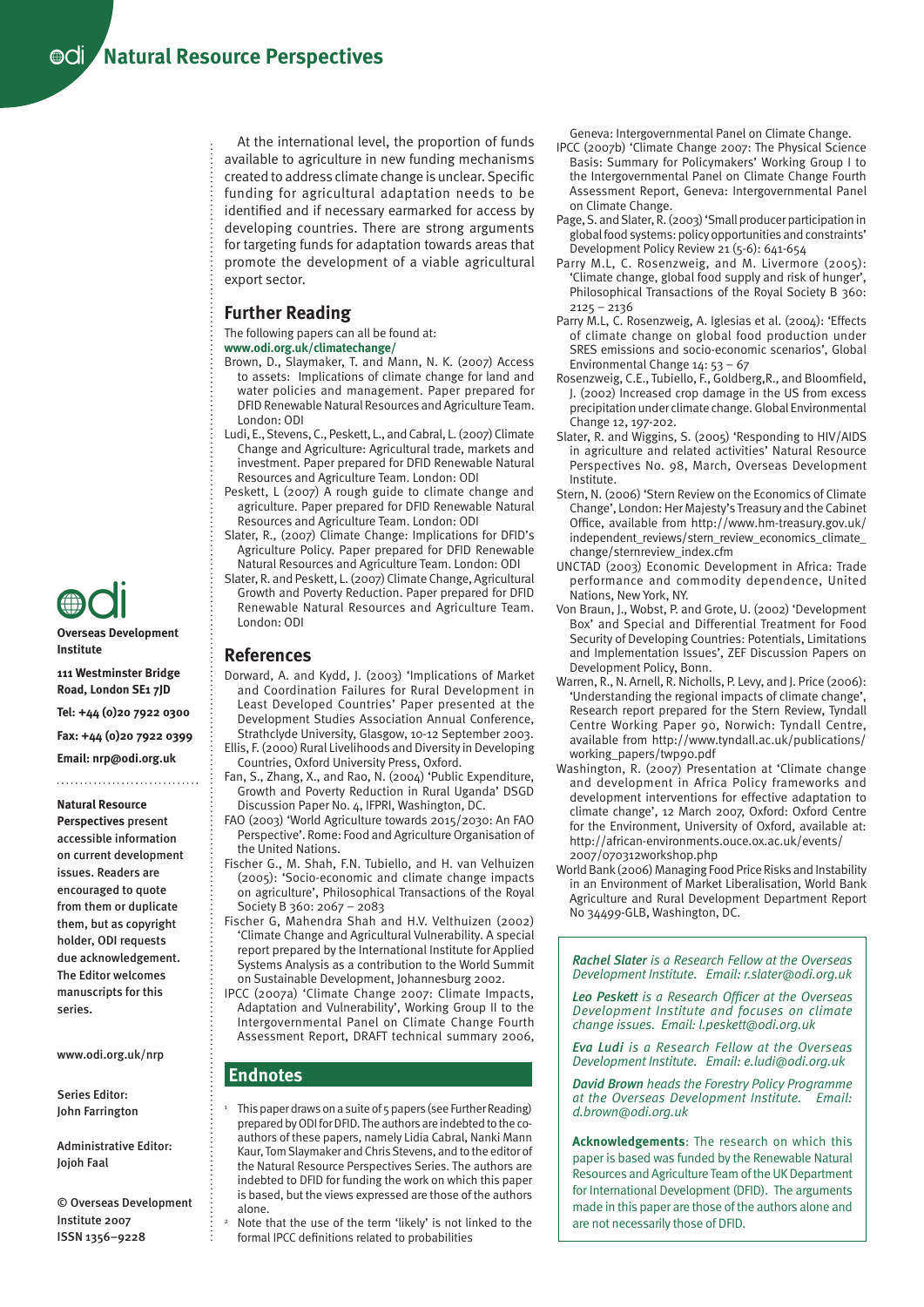At the international level, the proportion of funds available to agriculture in new funding mechanisms created to address climate change is unclear. Specific funding for agricultural adaptation needs to be identified and if necessary earmarked for access by developing countries. There are strong arguments for targeting funds for adaptation towards areas that promote the development of a viable agricultural export sector.

## Further Reading

The following papers can all be found at:
**www.odi.org.uk/climatechange/**

Brown, D., Slaymaker, T. and Mann, N. K. (2007) Access to assets: Implications of climate change for land and water policies and management. Paper prepared for DFID Renewable Natural Resources and Agriculture Team. London: ODI

Ludi, E., Stevens, C., Peskett, L., and Cabral, L. (2007) Climate Change and Agriculture: Agricultural trade, markets and investment. Paper prepared for DFID Renewable Natural Resources and Agriculture Team. London: ODI

Peskett, L (2007) A rough guide to climate change and agriculture. Paper prepared for DFID Renewable Natural Resources and Agriculture Team. London: ODI

Slater, R., (2007) Climate Change: Implications for DFID's Agriculture Policy. Paper prepared for DFID Renewable Natural Resources and Agriculture Team. London: ODI

Slater, R. and Peskett, L. (2007) Climate Change, Agricultural Growth and Poverty Reduction. Paper prepared for DFID Renewable Natural Resources and Agriculture Team. London: ODI

## References

Dorward, A. and Kydd, J. (2003) 'Implications of Market and Coordination Failures for Rural Development in Least Developed Countries' Paper presented at the Development Studies Association Annual Conference, Strathclyde University, Glasgow, 10-12 September 2003.

Ellis, F. (2000) Rural Livelihoods and Diversity in Developing Countries, Oxford University Press, Oxford.

Fan, S., Zhang, X., and Rao, N. (2004) 'Public Expenditure, Growth and Poverty Reduction in Rural Uganda' DSGD Discussion Paper No. 4, IFPRI, Washington, DC.

FAO (2003) 'World Agriculture towards 2015/2030: An FAO Perspective'. Rome: Food and Agriculture Organisation of the United Nations.

Fischer G., M. Shah, F.N. Tubiello, and H. van Velhuizen (2005): 'Socio-economic and climate change impacts on agriculture', Philosophical Transactions of the Royal Society B 360: 2067 – 2083

Fischer G, Mahendra Shah and H.V. Velthuizen (2002) 'Climate Change and Agricultural Vulnerability. A special report prepared by the International Institute for Applied Systems Analysis as a contribution to the World Summit on Sustainable Development, Johannesburg 2002.

IPCC (2007a) 'Climate Change 2007: Climate Impacts, Adaptation and Vulnerability', Working Group II to the Intergovernmental Panel on Climate Change Fourth Assessment Report, DRAFT technical summary 2006, Geneva: Intergovernmental Panel on Climate Change.

IPCC (2007b) 'Climate Change 2007: The Physical Science Basis: Summary for Policymakers' Working Group I to the Intergovernmental Panel on Climate Change Fourth Assessment Report, Geneva: Intergovernmental Panel on Climate Change.

Page, S. and Slater, R. (2003) 'Small producer participation in global food systems: policy opportunities and constraints' Development Policy Review 21 (5-6): 641-654

Parry M.L, C. Rosenzweig, and M. Livermore (2005): 'Climate change, global food supply and risk of hunger', Philosophical Transactions of the Royal Society B 360: 2125 – 2136

Parry M.L, C. Rosenzweig, A. Iglesias et al. (2004): 'Effects of climate change on global food production under SRES emissions and socio-economic scenarios', Global Environmental Change 14: 53 – 67

Rosenzweig, C.E., Tubiello, F., Goldberg,R., and Bloomfield, J. (2002) Increased crop damage in the US from excess precipitation under climate change. Global Environmental Change 12, 197-202.

Slater, R. and Wiggins, S. (2005) 'Responding to HIV/AIDS in agriculture and related activities' Natural Resource Perspectives No. 98, March, Overseas Development Institute.

Stern, N. (2006) 'Stern Review on the Economics of Climate Change', London: Her Majesty's Treasury and the Cabinet Office, available from http://www.hm-treasury.gov.uk/independent_reviews/stern_review_economics_climate_change/sternreview_index.cfm

UNCTAD (2003) Economic Development in Africa: Trade performance and commodity dependence, United Nations, New York, NY.

Von Braun, J., Wobst, P. and Grote, U. (2002) 'Development Box' and Special and Differential Treatment for Food Security of Developing Countries: Potentials, Limitations and Implementation Issues', ZEF Discussion Papers on Development Policy, Bonn.

Warren, R., N. Arnell, R. Nicholls, P. Levy, and J. Price (2006): 'Understanding the regional impacts of climate change', Research report prepared for the Stern Review, Tyndall Centre Working Paper 90, Norwich: Tyndall Centre, available from http://www.tyndall.ac.uk/publications/working_papers/twp90.pdf

Washington, R. (2007) Presentation at 'Climate change and development in Africa Policy frameworks and development interventions for effective adaptation to climate change', 12 March 2007, Oxford: Oxford Centre for the Environment, University of Oxford, available at: http://african-environments.ouce.ox.ac.uk/events/2007/070312workshop.php

World Bank (2006) Managing Food Price Risks and Instability in an Environment of Market Liberalisation, World Bank Agriculture and Rural Development Department Report No 34499-GLB, Washington, DC.

## Endnotes

1. This paper draws on a suite of 5 papers (see Further Reading) prepared by ODI for DFID. The authors are indebted to the co-authors of these papers, namely Lidia Cabral, Nanki Mann Kaur, Tom Slaymaker and Chris Stevens, and to the editor of the Natural Resource Perspectives Series. The authors are indebted to DFID for funding the work on which this paper is based, but the views expressed are those of the authors alone.
2. Note that the use of the term 'likely' is not linked to the formal IPCC definitions related to probabilities

***Rachel Slater*** *is a Research Fellow at the Overseas Development Institute. Email: r.slater@odi.org.uk*

***Leo Peskett*** *is a Research Officer at the Overseas Development Institute and focuses on climate change issues. Email: l.peskett@odi.org.uk*

***Eva Ludi*** *is a Research Fellow at the Overseas Development Institute. Email: e.ludi@odi.org.uk*

***David Brown*** *heads the Forestry Policy Programme at the Overseas Development Institute. Email: d.brown@odi.org.uk*

**Acknowledgements**: The research on which this paper is based was funded by the Renewable Natural Resources and Agriculture Team of the UK Department for International Development (DFID). The arguments made in this paper are those of the authors alone and are not necessarily those of DFID.

**Overseas Development Institute**

**111 Westminster Bridge Road, London SE1 7JD**

**Tel: +44 (0)20 7922 0300**

**Fax: +44 (0)20 7922 0399**

**Email: nrp@odi.org.uk**

**Natural Resource Perspectives** present accessible information on current development issues. Readers are encouraged to quote from them or duplicate them, but as copyright holder, ODI requests due acknowledgement. The Editor welcomes manuscripts for this series.

www.odi.org.uk/nrp

Series Editor:
John Farrington

Administrative Editor:
Jojoh Faal

© Overseas Development Institute 2007
ISSN 1356–9228